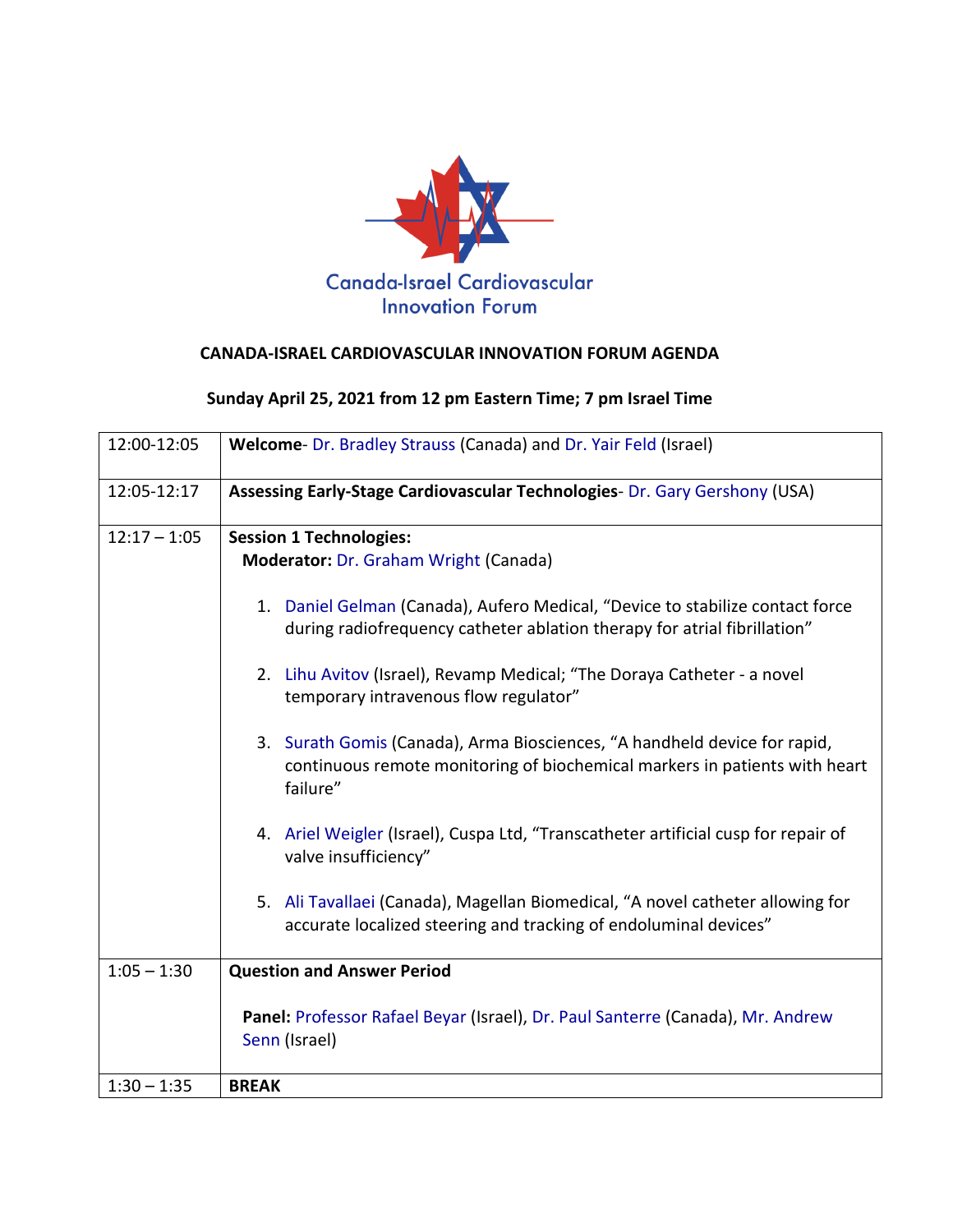Canada-Israel Cardiovascular Innovation Forum

# CANADA-ISRAEL CARDIOVASCULAR INNOVATION FORUM AGENDA

## Sunday April 25, 2021 from 12 pm Eastern Time; 7 pm Israel Time

| | |
|---|---|
| 12:00-12:05 | **Welcome**- Dr. Bradley Strauss (Canada) and Dr. Yair Feld (Israel) |
| 12:05-12:17 | **Assessing Early-Stage Cardiovascular Technologies**- Dr. Gary Gershony (USA) |
| 12:17 – 1:05 | **Session 1 Technologies:**<br>**Moderator:** Dr. Graham Wright (Canada)<br><br>1. Daniel Gelman (Canada), Aufero Medical, "Device to stabilize contact force during radiofrequency catheter ablation therapy for atrial fibrillation"<br><br>2. Lihu Avitov (Israel), Revamp Medical; "The Doraya Catheter - a novel temporary intravenous flow regulator"<br><br>3. Surath Gomis (Canada), Arma Biosciences, "A handheld device for rapid, continuous remote monitoring of biochemical markers in patients with heart failure"<br><br>4. Ariel Weigler (Israel), Cuspa Ltd, "Transcatheter artificial cusp for repair of valve insufficiency"<br><br>5. Ali Tavallaei (Canada), Magellan Biomedical, "A novel catheter allowing for accurate localized steering and tracking of endoluminal devices" |
| 1:05 – 1:30 | **Question and Answer Period**<br><br>**Panel:** Professor Rafael Beyar (Israel), Dr. Paul Santerre (Canada), Mr. Andrew Senn (Israel) |
| 1:30 – 1:35 | **BREAK** |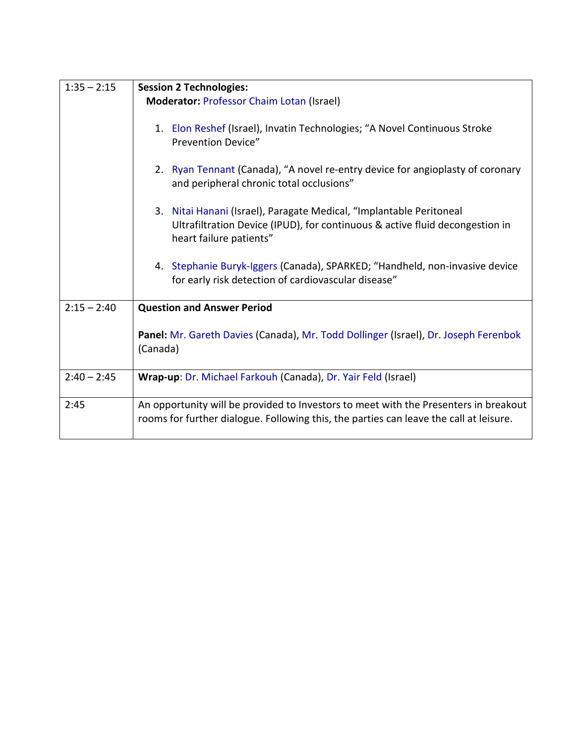| | |
|---|---|
| 1:35 – 2:15 | **Session 2 Technologies:** **Moderator:** Professor Chaim Lotan (Israel) <br><br> 1. Elon Reshef (Israel), Invatin Technologies; "A Novel Continuous Stroke Prevention Device" <br><br> 2. Ryan Tennant (Canada), "A novel re-entry device for angioplasty of coronary and peripheral chronic total occlusions" <br><br> 3. Nitai Hanani (Israel), Paragate Medical, "Implantable Peritoneal Ultrafiltration Device (IPUD), for continuous & active fluid decongestion in heart failure patients" <br><br> 4. Stephanie Buryk-Iggers (Canada), SPARKED; "Handheld, non-invasive device for early risk detection of cardiovascular disease" |
| 2:15 – 2:40 | **Question and Answer Period** <br><br> **Panel:** Mr. Gareth Davies (Canada), Mr. Todd Dollinger (Israel), Dr. Joseph Ferenbok (Canada) |
| 2:40 – 2:45 | **Wrap-up**: Dr. Michael Farkouh (Canada), Dr. Yair Feld (Israel) |
| 2:45 | An opportunity will be provided to Investors to meet with the Presenters in breakout rooms for further dialogue. Following this, the parties can leave the call at leisure. |